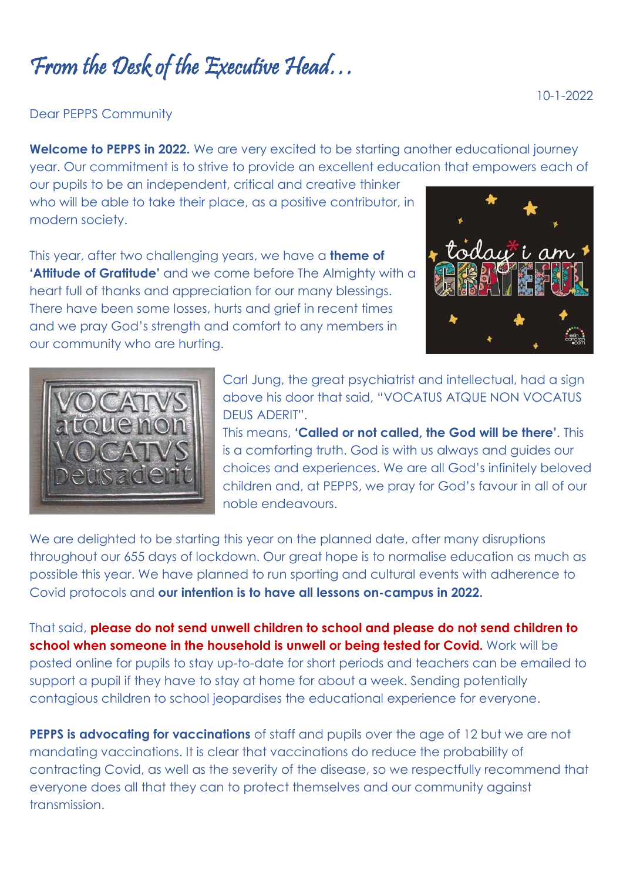# *From the Desk of the Executive Head…*

10-1-2022

Dear PEPPS Community

**Welcome to PEPPS in 2022.** We are very excited to be starting another educational journey year. Our commitment is to strive to provide an excellent education that empowers each of our pupils to be an independent, critical and creative thinker who will be able to take their place, as a positive contributor, in modern society.

This year, after two challenging years, we have a **theme of 'Attitude of Gratitude'** and we come before The Almighty with a heart full of thanks and appreciation for our many blessings. There have been some losses, hurts and grief in recent times and we pray God's strength and comfort to any members in our community who are hurting.

Carl Jung, the great psychiatrist and intellectual, had a sign above his door that said, "VOCATUS ATQUE NON VOCATUS DEUS ADERIT".
This means, **'Called or not called, the God will be there'**. This is a comforting truth. God is with us always and guides our choices and experiences. We are all God's infinitely beloved children and, at PEPPS, we pray for God's favour in all of our noble endeavours.

We are delighted to be starting this year on the planned date, after many disruptions throughout our 655 days of lockdown. Our great hope is to normalise education as much as possible this year. We have planned to run sporting and cultural events with adherence to Covid protocols and **our intention is to have all lessons on-campus in 2022.**

That said, **please do not send unwell children to school and please do not send children to school when someone in the household is unwell or being tested for Covid.** Work will be posted online for pupils to stay up-to-date for short periods and teachers can be emailed to support a pupil if they have to stay at home for about a week. Sending potentially contagious children to school jeopardises the educational experience for everyone.

**PEPPS is advocating for vaccinations** of staff and pupils over the age of 12 but we are not mandating vaccinations. It is clear that vaccinations do reduce the probability of contracting Covid, as well as the severity of the disease, so we respectfully recommend that everyone does all that they can to protect themselves and our community against transmission.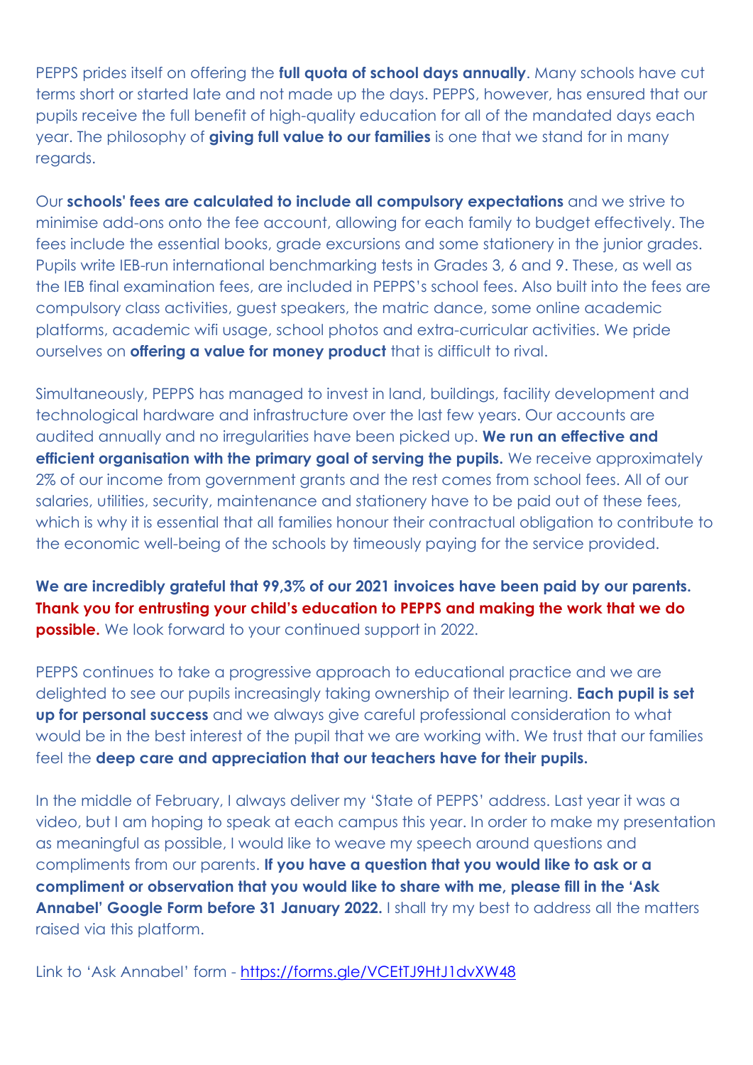PEPPS prides itself on offering the **full quota of school days annually**. Many schools have cut terms short or started late and not made up the days. PEPPS, however, has ensured that our pupils receive the full benefit of high-quality education for all of the mandated days each year. The philosophy of **giving full value to our families** is one that we stand for in many regards.

Our **schools' fees are calculated to include all compulsory expectations** and we strive to minimise add-ons onto the fee account, allowing for each family to budget effectively. The fees include the essential books, grade excursions and some stationery in the junior grades. Pupils write IEB-run international benchmarking tests in Grades 3, 6 and 9. These, as well as the IEB final examination fees, are included in PEPPS's school fees. Also built into the fees are compulsory class activities, guest speakers, the matric dance, some online academic platforms, academic wifi usage, school photos and extra-curricular activities. We pride ourselves on **offering a value for money product** that is difficult to rival.

Simultaneously, PEPPS has managed to invest in land, buildings, facility development and technological hardware and infrastructure over the last few years. Our accounts are audited annually and no irregularities have been picked up. **We run an effective and efficient organisation with the primary goal of serving the pupils.** We receive approximately 2% of our income from government grants and the rest comes from school fees. All of our salaries, utilities, security, maintenance and stationery have to be paid out of these fees, which is why it is essential that all families honour their contractual obligation to contribute to the economic well-being of the schools by timeously paying for the service provided.

**We are incredibly grateful that 99,3% of our 2021 invoices have been paid by our parents. Thank you for entrusting your child's education to PEPPS and making the work that we do possible.** We look forward to your continued support in 2022.

PEPPS continues to take a progressive approach to educational practice and we are delighted to see our pupils increasingly taking ownership of their learning. **Each pupil is set up for personal success** and we always give careful professional consideration to what would be in the best interest of the pupil that we are working with. We trust that our families feel the **deep care and appreciation that our teachers have for their pupils.**

In the middle of February, I always deliver my 'State of PEPPS' address. Last year it was a video, but I am hoping to speak at each campus this year. In order to make my presentation as meaningful as possible, I would like to weave my speech around questions and compliments from our parents. **If you have a question that you would like to ask or a compliment or observation that you would like to share with me, please fill in the 'Ask Annabel' Google Form before 31 January 2022.** I shall try my best to address all the matters raised via this platform.

Link to 'Ask Annabel' form - [https://forms.gle/VCEtTJ9HtJ1dvXW48](https://forms.gle/VCEtTJ9HtJ1dvXW48)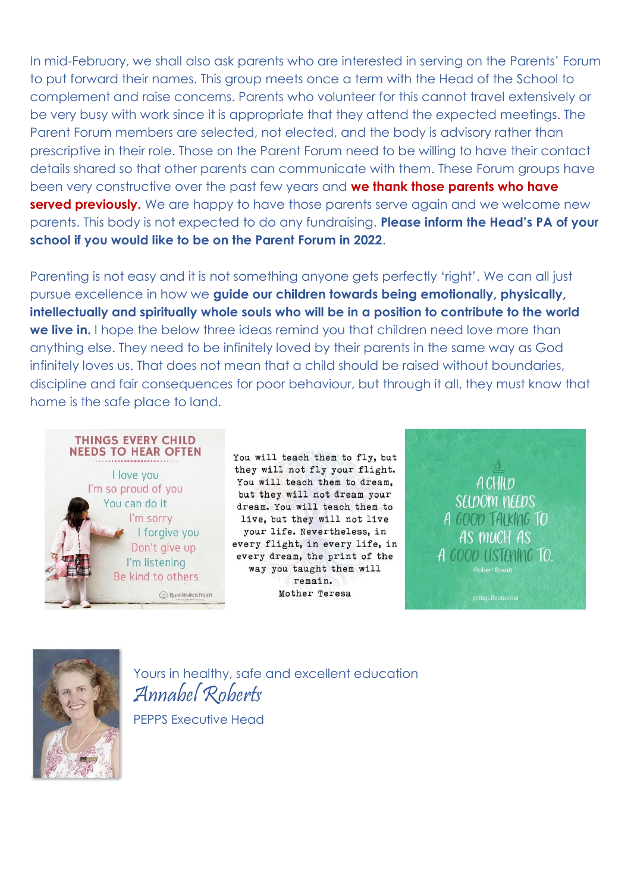In mid-February, we shall also ask parents who are interested in serving on the Parents' Forum to put forward their names. This group meets once a term with the Head of the School to complement and raise concerns. Parents who volunteer for this cannot travel extensively or be very busy with work since it is appropriate that they attend the expected meetings. The Parent Forum members are selected, not elected, and the body is advisory rather than prescriptive in their role. Those on the Parent Forum need to be willing to have their contact details shared so that other parents can communicate with them. These Forum groups have been very constructive over the past few years and **we thank those parents who have served previously.** We are happy to have those parents serve again and we welcome new parents. This body is not expected to do any fundraising. **Please inform the Head's PA of your school if you would like to be on the Parent Forum in 2022**.

Parenting is not easy and it is not something anyone gets perfectly 'right'. We can all just pursue excellence in how we **guide our children towards being emotionally, physically, intellectually and spiritually whole souls who will be in a position to contribute to the world we live in.** I hope the below three ideas remind you that children need love more than anything else. They need to be infinitely loved by their parents in the same way as God infinitely loves us. That does not mean that a child should be raised without boundaries, discipline and fair consequences for poor behaviour, but through it all, they must know that home is the safe place to land.

THINGS EVERY CHILD NEEDS TO HEAR OFTEN

I love you
I'm so proud of you
You can do it
I'm sorry
I forgive you
Don't give up
I'm listening
Be kind to others

Ripple Kindness Project

You will teach them to fly, but they will not fly your flight. You will teach them to dream, but they will not dream your dream. You will teach them to live, but they will not live your life. Nevertheless, in every flight, in every life, in every dream, the print of the way you taught them will remain.
Mother Teresa

A CHILD SELDOM NEEDS A GOOD TALKING TO AS MUCH AS A GOOD LISTENING TO.
-Robert Brault

@BigLifeJournal

Yours in healthy, safe and excellent education

*Annabel Roberts*

PEPPS Executive Head